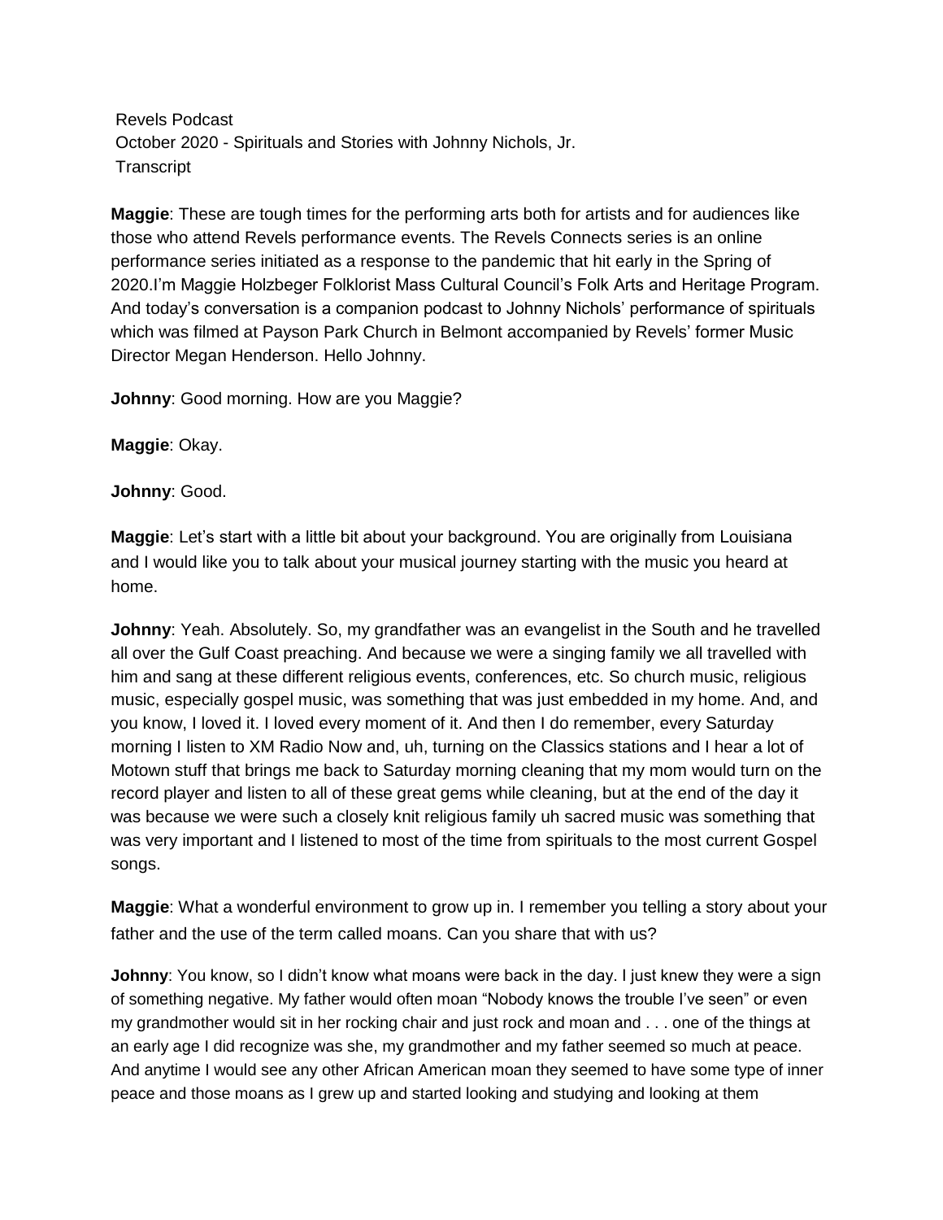Revels Podcast
October 2020 - Spirituals and Stories with Johnny Nichols, Jr.
Transcript

**Maggie**: These are tough times for the performing arts both for artists and for audiences like those who attend Revels performance events. The Revels Connects series is an online performance series initiated as a response to the pandemic that hit early in the Spring of 2020.I'm Maggie Holzbeger Folklorist Mass Cultural Council's Folk Arts and Heritage Program. And today's conversation is a companion podcast to Johnny Nichols' performance of spirituals which was filmed at Payson Park Church in Belmont accompanied by Revels' former Music Director Megan Henderson. Hello Johnny.

**Johnny**: Good morning. How are you Maggie?

**Maggie**: Okay.

**Johnny**: Good.

**Maggie**: Let's start with a little bit about your background. You are originally from Louisiana and I would like you to talk about your musical journey starting with the music you heard at home.

**Johnny**: Yeah. Absolutely. So, my grandfather was an evangelist in the South and he travelled all over the Gulf Coast preaching. And because we were a singing family we all travelled with him and sang at these different religious events, conferences, etc. So church music, religious music, especially gospel music, was something that was just embedded in my home. And, and you know, I loved it. I loved every moment of it. And then I do remember, every Saturday morning I listen to XM Radio Now and, uh, turning on the Classics stations and I hear a lot of Motown stuff that brings me back to Saturday morning cleaning that my mom would turn on the record player and listen to all of these great gems while cleaning, but at the end of the day it was because we were such a closely knit religious family uh sacred music was something that was very important and I listened to most of the time from spirituals to the most current Gospel songs.

**Maggie**: What a wonderful environment to grow up in. I remember you telling a story about your father and the use of the term called moans. Can you share that with us?

**Johnny**: You know, so I didn't know what moans were back in the day. I just knew they were a sign of something negative. My father would often moan "Nobody knows the trouble I've seen" or even my grandmother would sit in her rocking chair and just rock and moan and . . . one of the things at an early age I did recognize was she, my grandmother and my father seemed so much at peace. And anytime I would see any other African American moan they seemed to have some type of inner peace and those moans as I grew up and started looking and studying and looking at them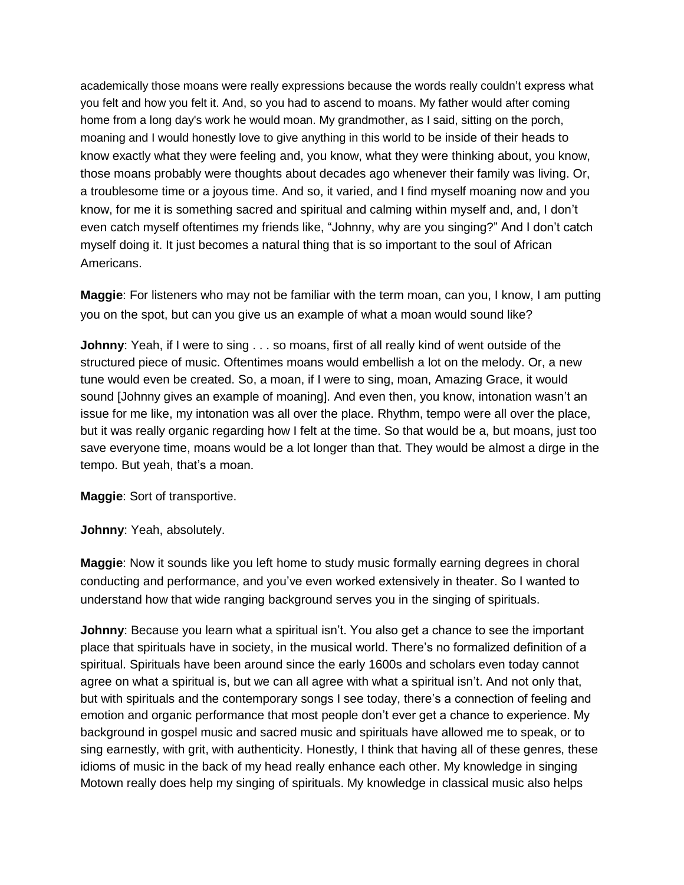academically those moans were really expressions because the words really couldn't express what you felt and how you felt it. And, so you had to ascend to moans. My father would after coming home from a long day's work he would moan. My grandmother, as I said, sitting on the porch, moaning and I would honestly love to give anything in this world to be inside of their heads to know exactly what they were feeling and, you know, what they were thinking about, you know, those moans probably were thoughts about decades ago whenever their family was living. Or, a troublesome time or a joyous time. And so, it varied, and I find myself moaning now and you know, for me it is something sacred and spiritual and calming within myself and, and, I don't even catch myself oftentimes my friends like, "Johnny, why are you singing?" And I don't catch myself doing it. It just becomes a natural thing that is so important to the soul of African Americans.

**Maggie**: For listeners who may not be familiar with the term moan, can you, I know, I am putting you on the spot, but can you give us an example of what a moan would sound like?

**Johnny**: Yeah, if I were to sing . . . so moans, first of all really kind of went outside of the structured piece of music. Oftentimes moans would embellish a lot on the melody. Or, a new tune would even be created. So, a moan, if I were to sing, moan, Amazing Grace, it would sound [Johnny gives an example of moaning]. And even then, you know, intonation wasn't an issue for me like, my intonation was all over the place. Rhythm, tempo were all over the place, but it was really organic regarding how I felt at the time. So that would be a, but moans, just too save everyone time, moans would be a lot longer than that. They would be almost a dirge in the tempo. But yeah, that's a moan.

**Maggie**: Sort of transportive.

**Johnny**: Yeah, absolutely.

**Maggie**: Now it sounds like you left home to study music formally earning degrees in choral conducting and performance, and you've even worked extensively in theater. So I wanted to understand how that wide ranging background serves you in the singing of spirituals.

**Johnny**: Because you learn what a spiritual isn't. You also get a chance to see the important place that spirituals have in society, in the musical world. There's no formalized definition of a spiritual. Spirituals have been around since the early 1600s and scholars even today cannot agree on what a spiritual is, but we can all agree with what a spiritual isn't. And not only that, but with spirituals and the contemporary songs I see today, there's a connection of feeling and emotion and organic performance that most people don't ever get a chance to experience. My background in gospel music and sacred music and spirituals have allowed me to speak, or to sing earnestly, with grit, with authenticity. Honestly, I think that having all of these genres, these idioms of music in the back of my head really enhance each other. My knowledge in singing Motown really does help my singing of spirituals. My knowledge in classical music also helps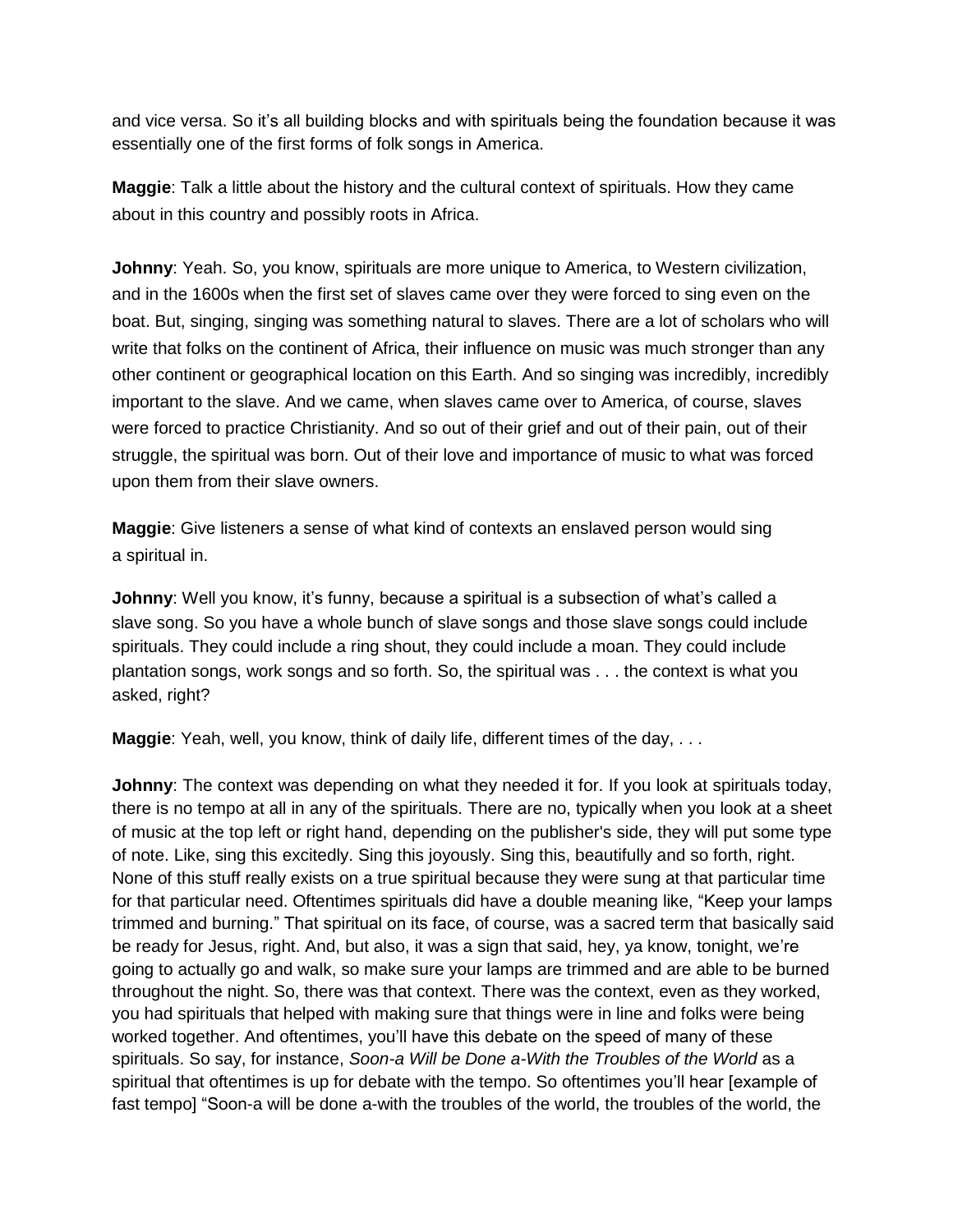and vice versa. So it's all building blocks and with spirituals being the foundation because it was essentially one of the first forms of folk songs in America.

**Maggie**: Talk a little about the history and the cultural context of spirituals. How they came about in this country and possibly roots in Africa.

**Johnny**: Yeah. So, you know, spirituals are more unique to America, to Western civilization, and in the 1600s when the first set of slaves came over they were forced to sing even on the boat. But, singing, singing was something natural to slaves. There are a lot of scholars who will write that folks on the continent of Africa, their influence on music was much stronger than any other continent or geographical location on this Earth. And so singing was incredibly, incredibly important to the slave. And we came, when slaves came over to America, of course, slaves were forced to practice Christianity. And so out of their grief and out of their pain, out of their struggle, the spiritual was born. Out of their love and importance of music to what was forced upon them from their slave owners.

**Maggie**: Give listeners a sense of what kind of contexts an enslaved person would sing a spiritual in.

**Johnny**: Well you know, it's funny, because a spiritual is a subsection of what's called a slave song. So you have a whole bunch of slave songs and those slave songs could include spirituals. They could include a ring shout, they could include a moan. They could include plantation songs, work songs and so forth. So, the spiritual was . . . the context is what you asked, right?

**Maggie**: Yeah, well, you know, think of daily life, different times of the day, . . .

**Johnny**: The context was depending on what they needed it for. If you look at spirituals today, there is no tempo at all in any of the spirituals. There are no, typically when you look at a sheet of music at the top left or right hand, depending on the publisher's side, they will put some type of note. Like, sing this excitedly. Sing this joyously. Sing this, beautifully and so forth, right. None of this stuff really exists on a true spiritual because they were sung at that particular time for that particular need. Oftentimes spirituals did have a double meaning like, "Keep your lamps trimmed and burning." That spiritual on its face, of course, was a sacred term that basically said be ready for Jesus, right. And, but also, it was a sign that said, hey, ya know, tonight, we're going to actually go and walk, so make sure your lamps are trimmed and are able to be burned throughout the night. So, there was that context. There was the context, even as they worked, you had spirituals that helped with making sure that things were in line and folks were being worked together. And oftentimes, you'll have this debate on the speed of many of these spirituals. So say, for instance, *Soon-a Will be Done a-With the Troubles of the World* as a spiritual that oftentimes is up for debate with the tempo. So oftentimes you'll hear [example of fast tempo] "Soon-a will be done a-with the troubles of the world, the troubles of the world, the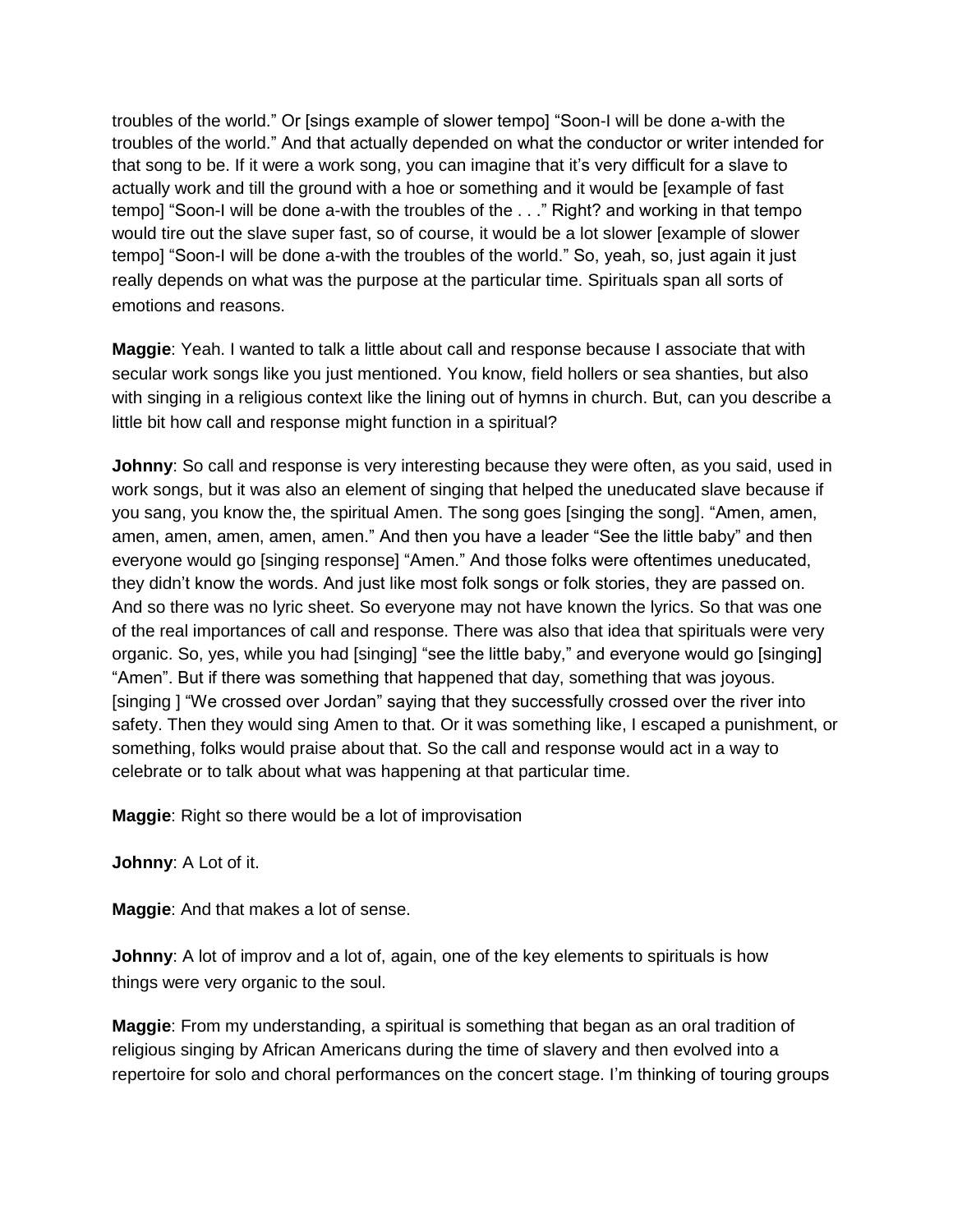troubles of the world." Or [sings example of slower tempo] "Soon-I will be done a-with the troubles of the world." And that actually depended on what the conductor or writer intended for that song to be. If it were a work song, you can imagine that it's very difficult for a slave to actually work and till the ground with a hoe or something and it would be [example of fast tempo] "Soon-I will be done a-with the troubles of the . . ." Right? and working in that tempo would tire out the slave super fast, so of course, it would be a lot slower [example of slower tempo] "Soon-I will be done a-with the troubles of the world." So, yeah, so, just again it just really depends on what was the purpose at the particular time. Spirituals span all sorts of emotions and reasons.

**Maggie**: Yeah. I wanted to talk a little about call and response because I associate that with secular work songs like you just mentioned. You know, field hollers or sea shanties, but also with singing in a religious context like the lining out of hymns in church. But, can you describe a little bit how call and response might function in a spiritual?

**Johnny**: So call and response is very interesting because they were often, as you said, used in work songs, but it was also an element of singing that helped the uneducated slave because if you sang, you know the, the spiritual Amen. The song goes [singing the song]. "Amen, amen, amen, amen, amen, amen, amen." And then you have a leader "See the little baby" and then everyone would go [singing response] "Amen." And those folks were oftentimes uneducated, they didn't know the words. And just like most folk songs or folk stories, they are passed on. And so there was no lyric sheet. So everyone may not have known the lyrics. So that was one of the real importances of call and response. There was also that idea that spirituals were very organic. So, yes, while you had [singing] "see the little baby," and everyone would go [singing] "Amen". But if there was something that happened that day, something that was joyous. [singing ] "We crossed over Jordan" saying that they successfully crossed over the river into safety. Then they would sing Amen to that. Or it was something like, I escaped a punishment, or something, folks would praise about that. So the call and response would act in a way to celebrate or to talk about what was happening at that particular time.

**Maggie**: Right so there would be a lot of improvisation

**Johnny**: A Lot of it.

**Maggie**: And that makes a lot of sense.

**Johnny**: A lot of improv and a lot of, again, one of the key elements to spirituals is how things were very organic to the soul.

**Maggie**: From my understanding, a spiritual is something that began as an oral tradition of religious singing by African Americans during the time of slavery and then evolved into a repertoire for solo and choral performances on the concert stage. I'm thinking of touring groups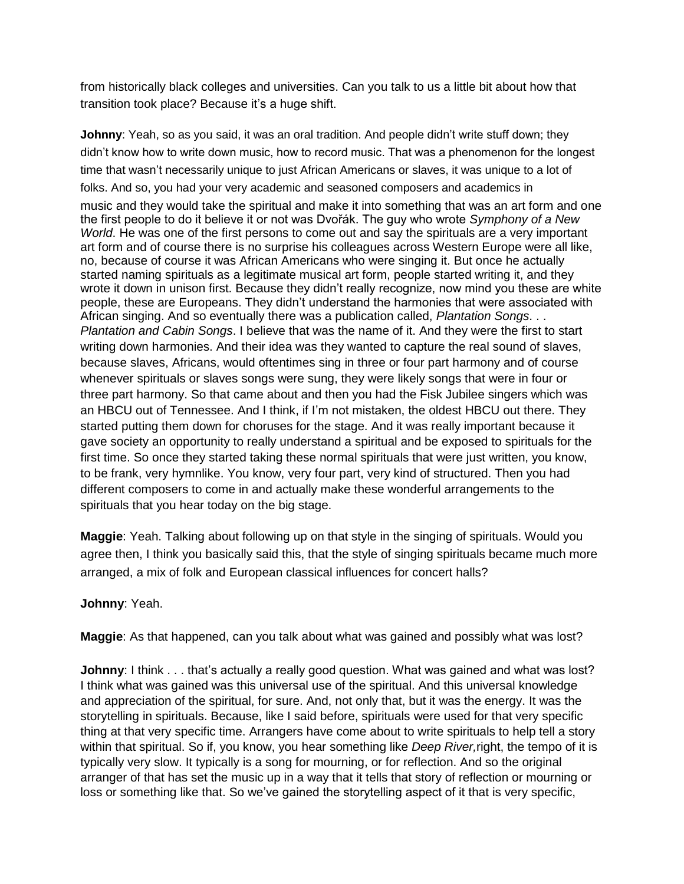from historically black colleges and universities. Can you talk to us a little bit about how that transition took place? Because it's a huge shift.

**Johnny**: Yeah, so as you said, it was an oral tradition. And people didn't write stuff down; they didn't know how to write down music, how to record music. That was a phenomenon for the longest time that wasn't necessarily unique to just African Americans or slaves, it was unique to a lot of folks. And so, you had your very academic and seasoned composers and academics in music and they would take the spiritual and make it into something that was an art form and one the first people to do it believe it or not was Dvořák. The guy who wrote *Symphony of a New World*. He was one of the first persons to come out and say the spirituals are a very important art form and of course there is no surprise his colleagues across Western Europe were all like, no, because of course it was African Americans who were singing it. But once he actually started naming spirituals as a legitimate musical art form, people started writing it, and they wrote it down in unison first. Because they didn't really recognize, now mind you these are white people, these are Europeans. They didn't understand the harmonies that were associated with African singing. And so eventually there was a publication called, *Plantation Songs*. . . *Plantation and Cabin Songs*. I believe that was the name of it. And they were the first to start writing down harmonies. And their idea was they wanted to capture the real sound of slaves, because slaves, Africans, would oftentimes sing in three or four part harmony and of course whenever spirituals or slaves songs were sung, they were likely songs that were in four or three part harmony. So that came about and then you had the Fisk Jubilee singers which was an HBCU out of Tennessee. And I think, if I'm not mistaken, the oldest HBCU out there. They started putting them down for choruses for the stage. And it was really important because it gave society an opportunity to really understand a spiritual and be exposed to spirituals for the first time. So once they started taking these normal spirituals that were just written, you know, to be frank, very hymnlike. You know, very four part, very kind of structured. Then you had different composers to come in and actually make these wonderful arrangements to the spirituals that you hear today on the big stage.

**Maggie**: Yeah. Talking about following up on that style in the singing of spirituals. Would you agree then, I think you basically said this, that the style of singing spirituals became much more arranged, a mix of folk and European classical influences for concert halls?

**Johnny**: Yeah.

**Maggie**: As that happened, can you talk about what was gained and possibly what was lost?

**Johnny**: I think . . . that's actually a really good question. What was gained and what was lost? I think what was gained was this universal use of the spiritual. And this universal knowledge and appreciation of the spiritual, for sure. And, not only that, but it was the energy. It was the storytelling in spirituals. Because, like I said before, spirituals were used for that very specific thing at that very specific time. Arrangers have come about to write spirituals to help tell a story within that spiritual. So if, you know, you hear something like *Deep River,* right, the tempo of it is typically very slow. It typically is a song for mourning, or for reflection. And so the original arranger of that has set the music up in a way that it tells that story of reflection or mourning or loss or something like that. So we've gained the storytelling aspect of it that is very specific,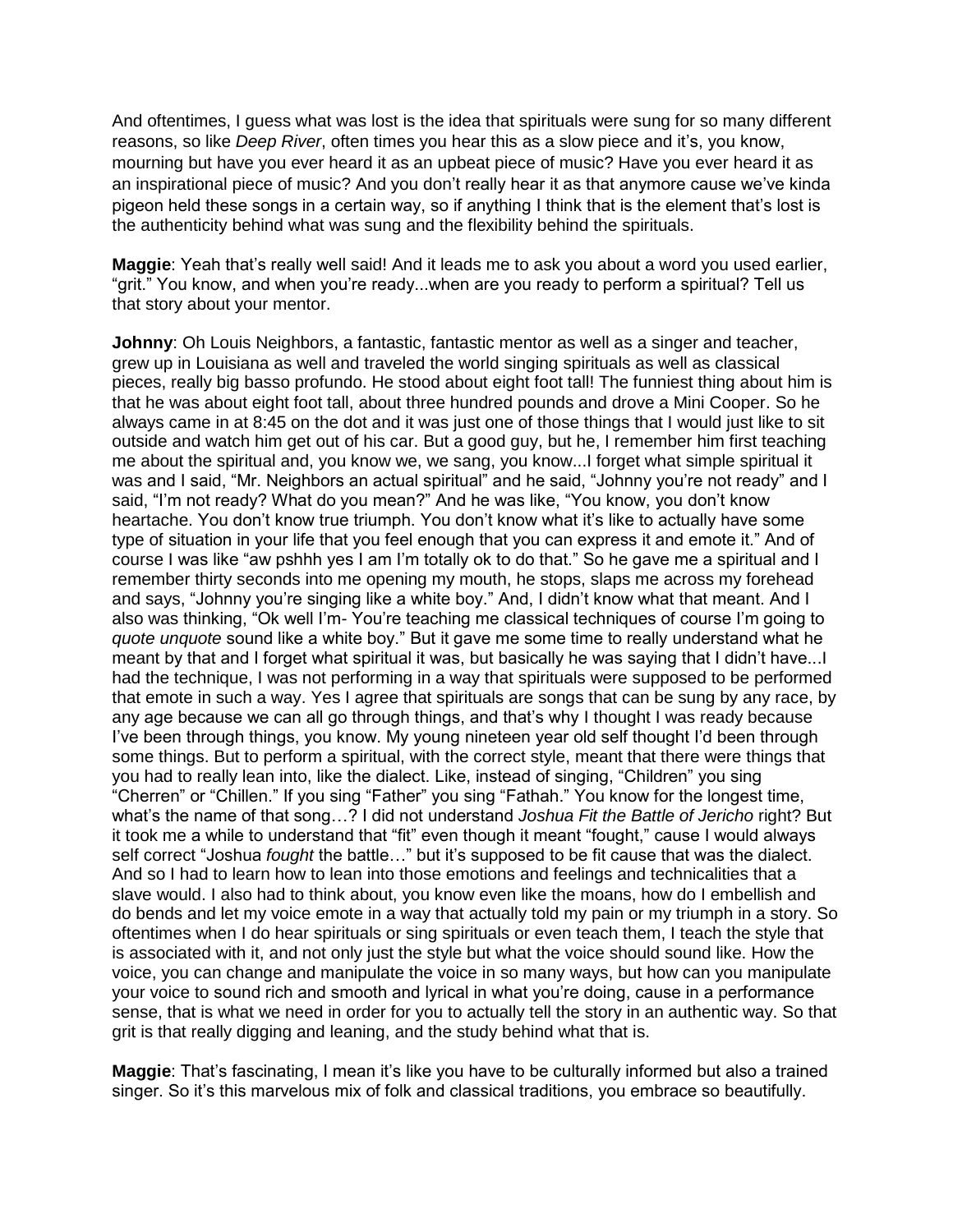And oftentimes, I guess what was lost is the idea that spirituals were sung for so many different reasons, so like *Deep River*, often times you hear this as a slow piece and it's, you know, mourning but have you ever heard it as an upbeat piece of music? Have you ever heard it as an inspirational piece of music? And you don't really hear it as that anymore cause we've kinda pigeon held these songs in a certain way, so if anything I think that is the element that's lost is the authenticity behind what was sung and the flexibility behind the spirituals.

**Maggie**: Yeah that's really well said! And it leads me to ask you about a word you used earlier, "grit." You know, and when you're ready...when are you ready to perform a spiritual? Tell us that story about your mentor.

**Johnny**: Oh Louis Neighbors, a fantastic, fantastic mentor as well as a singer and teacher, grew up in Louisiana as well and traveled the world singing spirituals as well as classical pieces, really big basso profundo. He stood about eight foot tall! The funniest thing about him is that he was about eight foot tall, about three hundred pounds and drove a Mini Cooper. So he always came in at 8:45 on the dot and it was just one of those things that I would just like to sit outside and watch him get out of his car. But a good guy, but he, I remember him first teaching me about the spiritual and, you know we, we sang, you know...I forget what simple spiritual it was and I said, "Mr. Neighbors an actual spiritual" and he said, "Johnny you're not ready" and I said, "I'm not ready? What do you mean?" And he was like, "You know, you don't know heartache. You don't know true triumph. You don't know what it's like to actually have some type of situation in your life that you feel enough that you can express it and emote it." And of course I was like "aw pshhh yes I am I'm totally ok to do that." So he gave me a spiritual and I remember thirty seconds into me opening my mouth, he stops, slaps me across my forehead and says, "Johnny you're singing like a white boy." And, I didn't know what that meant. And I also was thinking, "Ok well I'm- You're teaching me classical techniques of course I'm going to *quote unquote* sound like a white boy." But it gave me some time to really understand what he meant by that and I forget what spiritual it was, but basically he was saying that I didn't have...I had the technique, I was not performing in a way that spirituals were supposed to be performed that emote in such a way. Yes I agree that spirituals are songs that can be sung by any race, by any age because we can all go through things, and that's why I thought I was ready because I've been through things, you know. My young nineteen year old self thought I'd been through some things. But to perform a spiritual, with the correct style, meant that there were things that you had to really lean into, like the dialect. Like, instead of singing, "Children" you sing "Cherren" or "Chillen." If you sing "Father" you sing "Fathah." You know for the longest time, what's the name of that song…? I did not understand *Joshua Fit the Battle of Jericho* right? But it took me a while to understand that "fit" even though it meant "fought," cause I would always self correct "Joshua *fought* the battle…" but it's supposed to be fit cause that was the dialect. And so I had to learn how to lean into those emotions and feelings and technicalities that a slave would. I also had to think about, you know even like the moans, how do I embellish and do bends and let my voice emote in a way that actually told my pain or my triumph in a story. So oftentimes when I do hear spirituals or sing spirituals or even teach them, I teach the style that is associated with it, and not only just the style but what the voice should sound like. How the voice, you can change and manipulate the voice in so many ways, but how can you manipulate your voice to sound rich and smooth and lyrical in what you're doing, cause in a performance sense, that is what we need in order for you to actually tell the story in an authentic way. So that grit is that really digging and leaning, and the study behind what that is.

**Maggie**: That's fascinating, I mean it's like you have to be culturally informed but also a trained singer. So it's this marvelous mix of folk and classical traditions, you embrace so beautifully.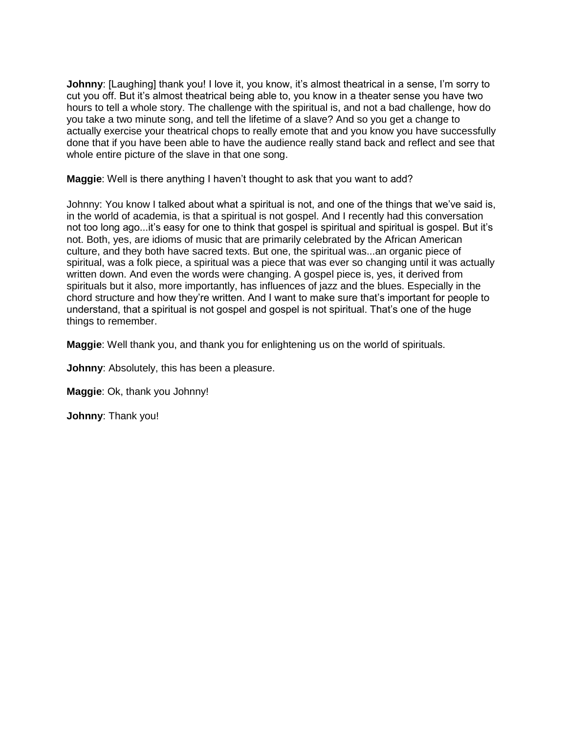**Johnny**: [Laughing] thank you! I love it, you know, it's almost theatrical in a sense, I'm sorry to cut you off. But it's almost theatrical being able to, you know in a theater sense you have two hours to tell a whole story. The challenge with the spiritual is, and not a bad challenge, how do you take a two minute song, and tell the lifetime of a slave? And so you get a change to actually exercise your theatrical chops to really emote that and you know you have successfully done that if you have been able to have the audience really stand back and reflect and see that whole entire picture of the slave in that one song.

**Maggie**: Well is there anything I haven't thought to ask that you want to add?

Johnny: You know I talked about what a spiritual is not, and one of the things that we've said is, in the world of academia, is that a spiritual is not gospel. And I recently had this conversation not too long ago...it's easy for one to think that gospel is spiritual and spiritual is gospel. But it's not. Both, yes, are idioms of music that are primarily celebrated by the African American culture, and they both have sacred texts. But one, the spiritual was...an organic piece of spiritual, was a folk piece, a spiritual was a piece that was ever so changing until it was actually written down. And even the words were changing. A gospel piece is, yes, it derived from spirituals but it also, more importantly, has influences of jazz and the blues. Especially in the chord structure and how they're written. And I want to make sure that's important for people to understand, that a spiritual is not gospel and gospel is not spiritual. That's one of the huge things to remember.

**Maggie**: Well thank you, and thank you for enlightening us on the world of spirituals.

**Johnny**: Absolutely, this has been a pleasure.

**Maggie**: Ok, thank you Johnny!

**Johnny**: Thank you!